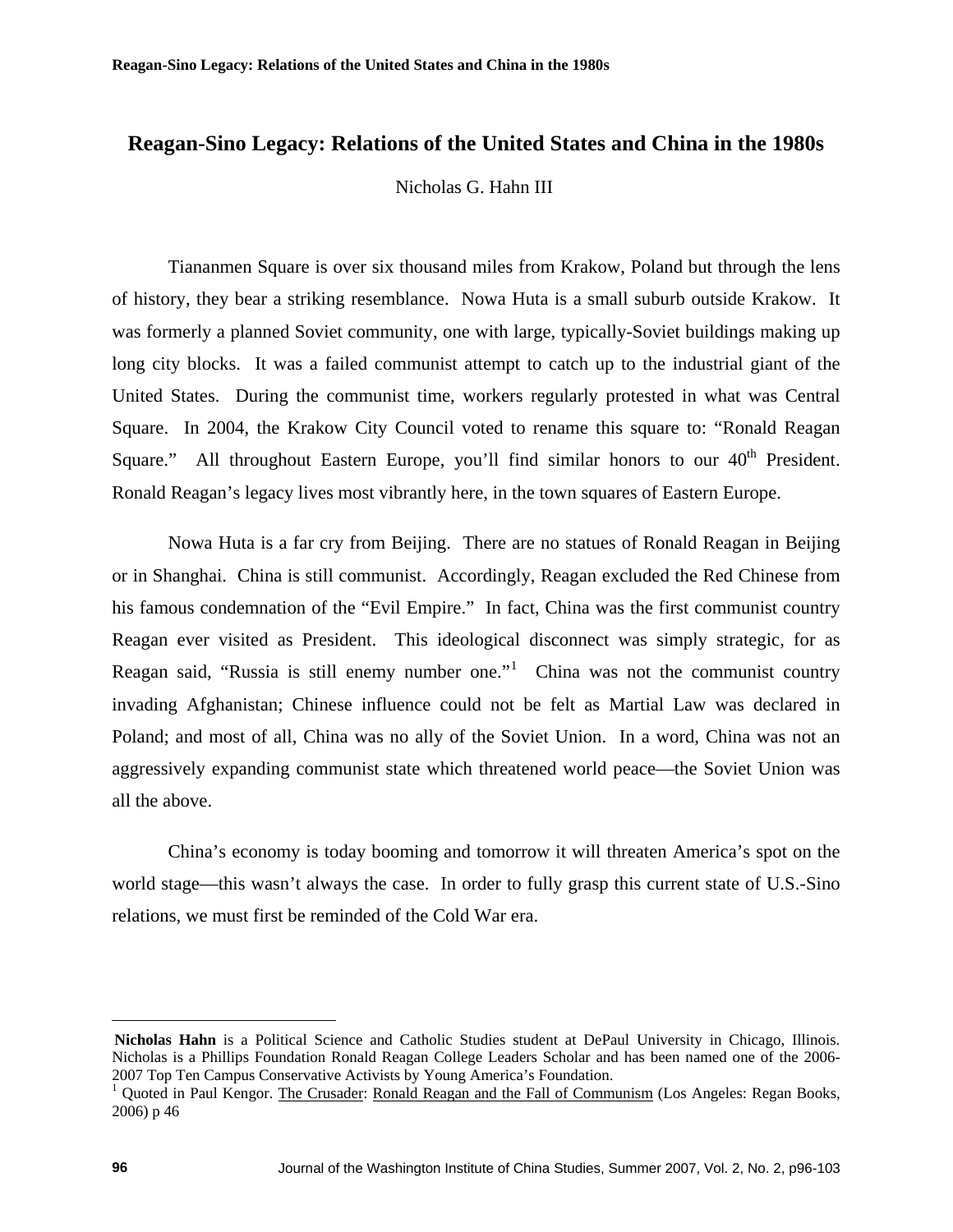# Reagan-Sino Legacy: Relations of the United States and China in the 1980s

Nicholas G. Hahn III

Tiananmen Square is over six thousand miles from Krakow, Poland but through the lens of history, they bear a striking resemblance. Nowa Huta is a small suburb outside Krakow. It was formerly a planned Soviet community, one with large, typically-Soviet buildings making up long city blocks. It was a failed communist attempt to catch up to the industrial giant of the United States. During the communist time, workers regularly protested in what was Central Square. In 2004, the Krakow City Council voted to rename this square to: "Ronald Reagan Square." All throughout Eastern Europe, you'll find similar honors to our 40th President. Ronald Reagan's legacy lives most vibrantly here, in the town squares of Eastern Europe.

Nowa Huta is a far cry from Beijing. There are no statues of Ronald Reagan in Beijing or in Shanghai. China is still communist. Accordingly, Reagan excluded the Red Chinese from his famous condemnation of the "Evil Empire." In fact, China was the first communist country Reagan ever visited as President. This ideological disconnect was simply strategic, for as Reagan said, "Russia is still enemy number one."[1] China was not the communist country invading Afghanistan; Chinese influence could not be felt as Martial Law was declared in Poland; and most of all, China was no ally of the Soviet Union. In a word, China was not an aggressively expanding communist state which threatened world peace—the Soviet Union was all the above.

China's economy is today booming and tomorrow it will threaten America's spot on the world stage—this wasn't always the case. In order to fully grasp this current state of U.S.-Sino relations, we must first be reminded of the Cold War era.

---

**Nicholas Hahn** is a Political Science and Catholic Studies student at DePaul University in Chicago, Illinois. Nicholas is a Phillips Foundation Ronald Reagan College Leaders Scholar and has been named one of the 2006-2007 Top Ten Campus Conservative Activists by Young America's Foundation.

[1] Quoted in Paul Kengor. The Crusader: Ronald Reagan and the Fall of Communism (Los Angeles: Regan Books, 2006) p 46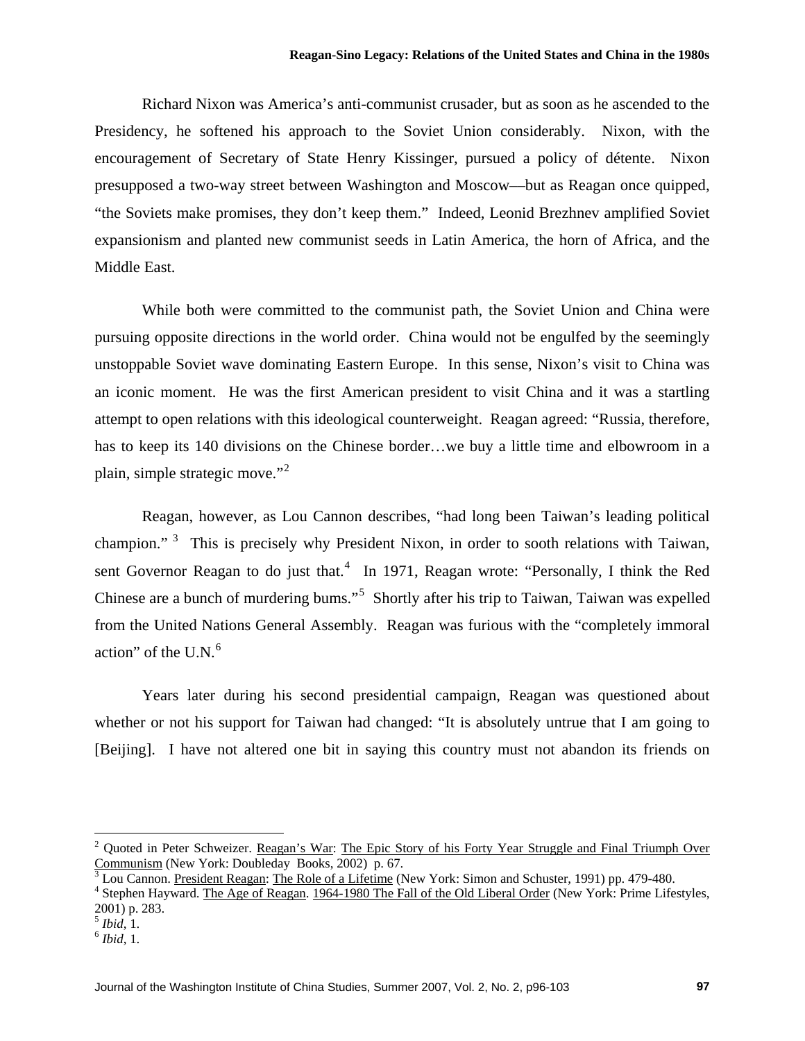Richard Nixon was America's anti-communist crusader, but as soon as he ascended to the Presidency, he softened his approach to the Soviet Union considerably. Nixon, with the encouragement of Secretary of State Henry Kissinger, pursued a policy of détente. Nixon presupposed a two-way street between Washington and Moscow—but as Reagan once quipped, "the Soviets make promises, they don't keep them." Indeed, Leonid Brezhnev amplified Soviet expansionism and planted new communist seeds in Latin America, the horn of Africa, and the Middle East.

While both were committed to the communist path, the Soviet Union and China were pursuing opposite directions in the world order. China would not be engulfed by the seemingly unstoppable Soviet wave dominating Eastern Europe. In this sense, Nixon's visit to China was an iconic moment. He was the first American president to visit China and it was a startling attempt to open relations with this ideological counterweight. Reagan agreed: "Russia, therefore, has to keep its 140 divisions on the Chinese border…we buy a little time and elbowroom in a plain, simple strategic move."[2]

Reagan, however, as Lou Cannon describes, "had long been Taiwan's leading political champion."[3] This is precisely why President Nixon, in order to sooth relations with Taiwan, sent Governor Reagan to do just that.[4] In 1971, Reagan wrote: "Personally, I think the Red Chinese are a bunch of murdering bums."[5] Shortly after his trip to Taiwan, Taiwan was expelled from the United Nations General Assembly. Reagan was furious with the "completely immoral action" of the U.N.[6]

Years later during his second presidential campaign, Reagan was questioned about whether or not his support for Taiwan had changed: "It is absolutely untrue that I am going to [Beijing]. I have not altered one bit in saying this country must not abandon its friends on

---

[2] Quoted in Peter Schweizer. Reagan's War: The Epic Story of his Forty Year Struggle and Final Triumph Over Communism (New York: Doubleday Books, 2002) p. 67.

[3] Lou Cannon. President Reagan: The Role of a Lifetime (New York: Simon and Schuster, 1991) pp. 479-480.

[4] Stephen Hayward. The Age of Reagan. 1964-1980 The Fall of the Old Liberal Order (New York: Prime Lifestyles, 2001) p. 283.

[5] *Ibid*, 1.

[6] *Ibid*, 1.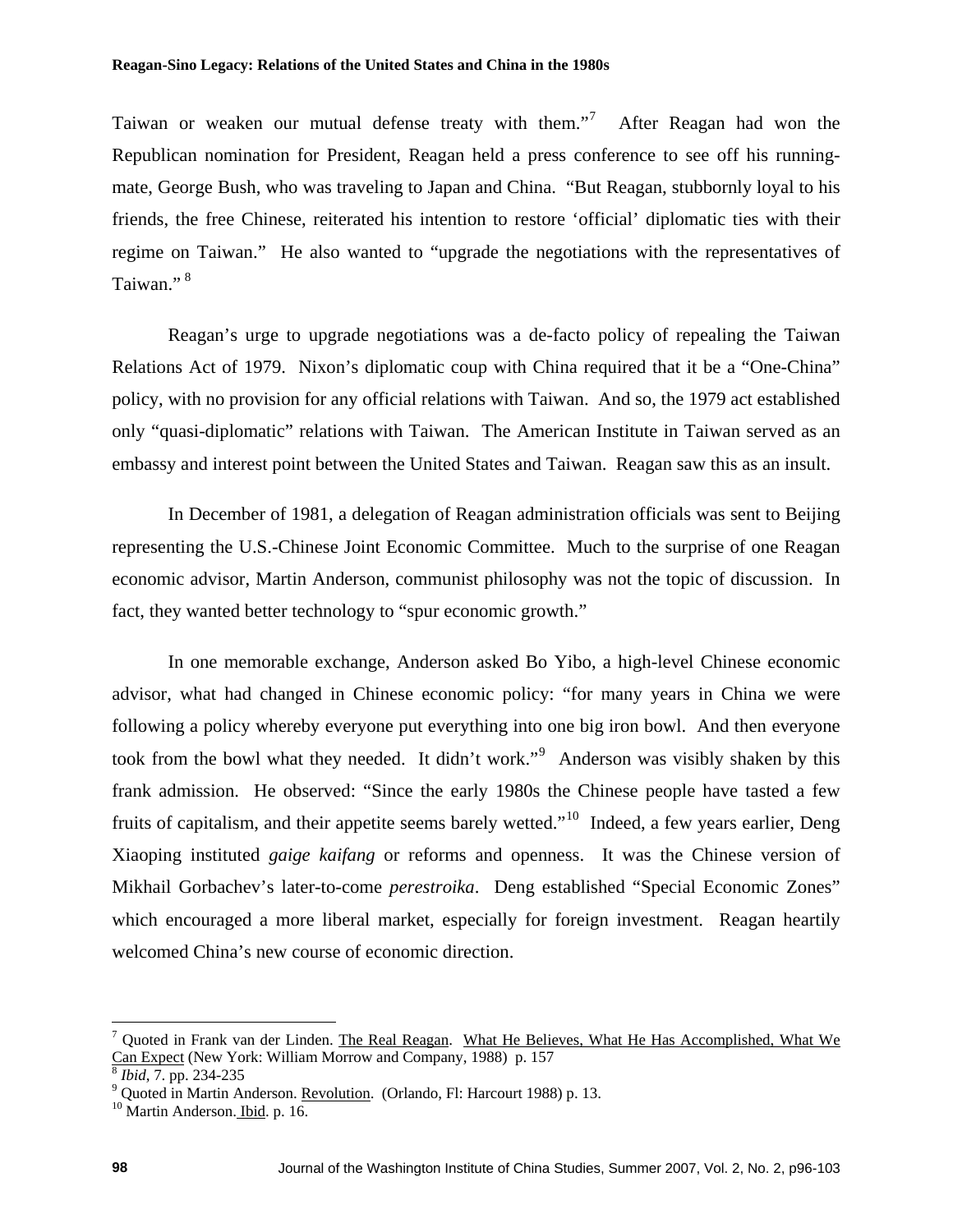Taiwan or weaken our mutual defense treaty with them."[7] After Reagan had won the Republican nomination for President, Reagan held a press conference to see off his running-mate, George Bush, who was traveling to Japan and China. "But Reagan, stubbornly loyal to his friends, the free Chinese, reiterated his intention to restore 'official' diplomatic ties with their regime on Taiwan." He also wanted to "upgrade the negotiations with the representatives of Taiwan." [8]

Reagan's urge to upgrade negotiations was a de-facto policy of repealing the Taiwan Relations Act of 1979. Nixon's diplomatic coup with China required that it be a "One-China" policy, with no provision for any official relations with Taiwan. And so, the 1979 act established only "quasi-diplomatic" relations with Taiwan. The American Institute in Taiwan served as an embassy and interest point between the United States and Taiwan. Reagan saw this as an insult.

In December of 1981, a delegation of Reagan administration officials was sent to Beijing representing the U.S.-Chinese Joint Economic Committee. Much to the surprise of one Reagan economic advisor, Martin Anderson, communist philosophy was not the topic of discussion. In fact, they wanted better technology to "spur economic growth."

In one memorable exchange, Anderson asked Bo Yibo, a high-level Chinese economic advisor, what had changed in Chinese economic policy: "for many years in China we were following a policy whereby everyone put everything into one big iron bowl. And then everyone took from the bowl what they needed. It didn't work."[9] Anderson was visibly shaken by this frank admission. He observed: "Since the early 1980s the Chinese people have tasted a few fruits of capitalism, and their appetite seems barely wetted."[10] Indeed, a few years earlier, Deng Xiaoping instituted *gaige kaifang* or reforms and openness. It was the Chinese version of Mikhail Gorbachev's later-to-come *perestroika*. Deng established "Special Economic Zones" which encouraged a more liberal market, especially for foreign investment. Reagan heartily welcomed China's new course of economic direction.

---

[7] Quoted in Frank van der Linden. The Real Reagan. What He Believes, What He Has Accomplished, What We Can Expect (New York: William Morrow and Company, 1988) p. 157

[8] *Ibid*, 7. pp. 234-235

[9] Quoted in Martin Anderson. Revolution. (Orlando, Fl: Harcourt 1988) p. 13.

[10] Martin Anderson. Ibid. p. 16.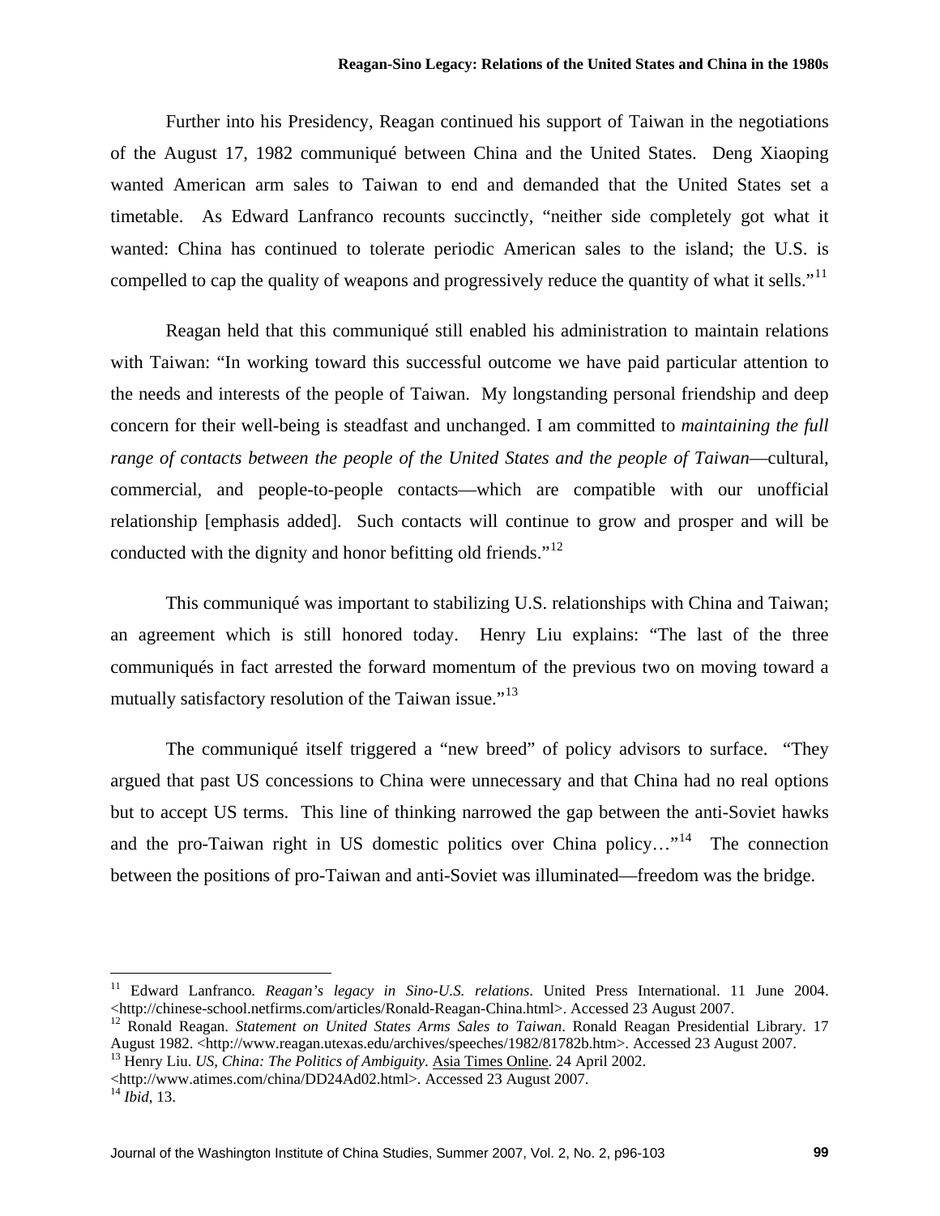Further into his Presidency, Reagan continued his support of Taiwan in the negotiations of the August 17, 1982 communiqué between China and the United States. Deng Xiaoping wanted American arm sales to Taiwan to end and demanded that the United States set a timetable. As Edward Lanfranco recounts succinctly, "neither side completely got what it wanted: China has continued to tolerate periodic American sales to the island; the U.S. is compelled to cap the quality of weapons and progressively reduce the quantity of what it sells."[11]

Reagan held that this communiqué still enabled his administration to maintain relations with Taiwan: "In working toward this successful outcome we have paid particular attention to the needs and interests of the people of Taiwan. My longstanding personal friendship and deep concern for their well-being is steadfast and unchanged. I am committed to *maintaining the full range of contacts between the people of the United States and the people of Taiwan*—cultural, commercial, and people-to-people contacts—which are compatible with our unofficial relationship [emphasis added]. Such contacts will continue to grow and prosper and will be conducted with the dignity and honor befitting old friends."[12]

This communiqué was important to stabilizing U.S. relationships with China and Taiwan; an agreement which is still honored today. Henry Liu explains: "The last of the three communiqués in fact arrested the forward momentum of the previous two on moving toward a mutually satisfactory resolution of the Taiwan issue."[13]

The communiqué itself triggered a "new breed" of policy advisors to surface. "They argued that past US concessions to China were unnecessary and that China had no real options but to accept US terms. This line of thinking narrowed the gap between the anti-Soviet hawks and the pro-Taiwan right in US domestic politics over China policy…"[14] The connection between the positions of pro-Taiwan and anti-Soviet was illuminated—freedom was the bridge.

---

[11] Edward Lanfranco. *Reagan's legacy in Sino-U.S. relations*. United Press International. 11 June 2004. <http://chinese-school.netfirms.com/articles/Ronald-Reagan-China.html>. Accessed 23 August 2007.

[12] Ronald Reagan. *Statement on United States Arms Sales to Taiwan*. Ronald Reagan Presidential Library. 17 August 1982. <http://www.reagan.utexas.edu/archives/speeches/1982/81782b.htm>. Accessed 23 August 2007.

[13] Henry Liu. *US, China: The Politics of Ambiguity*. Asia Times Online. 24 April 2002. <http://www.atimes.com/china/DD24Ad02.html>. Accessed 23 August 2007.

[14] *Ibid*, 13.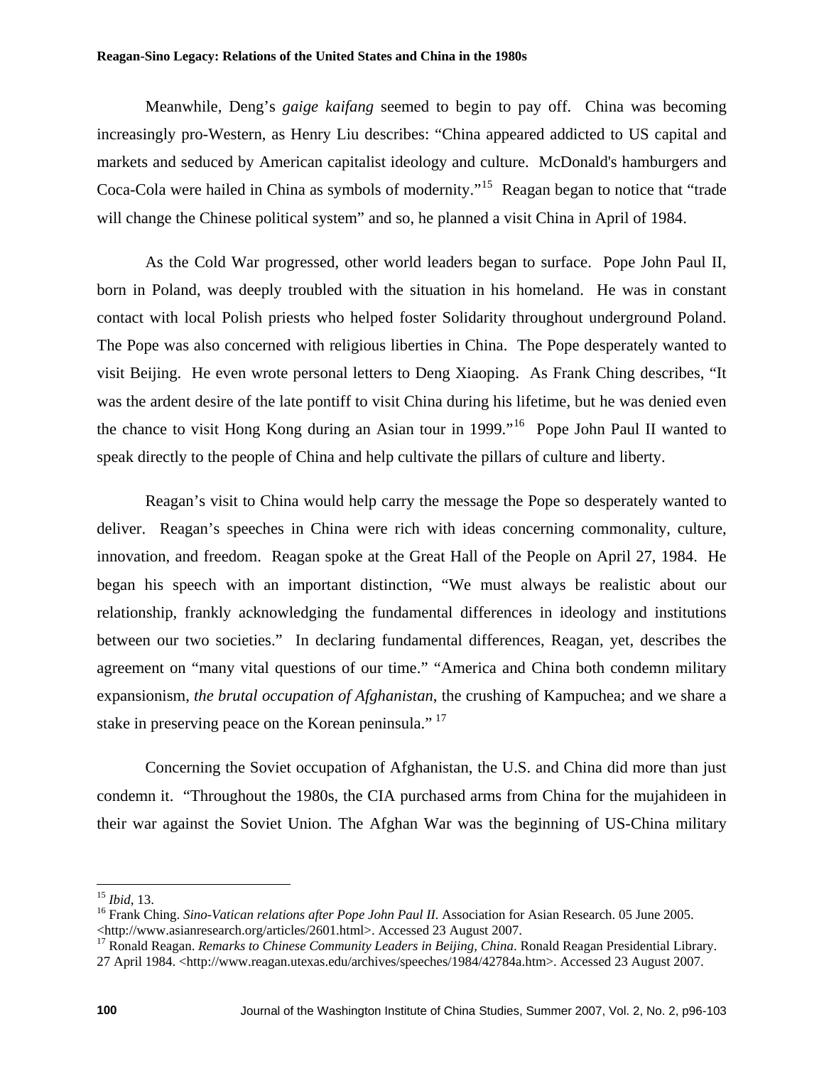Meanwhile, Deng's *gaige kaifang* seemed to begin to pay off. China was becoming increasingly pro-Western, as Henry Liu describes: "China appeared addicted to US capital and markets and seduced by American capitalist ideology and culture. McDonald's hamburgers and Coca-Cola were hailed in China as symbols of modernity."[15] Reagan began to notice that "trade will change the Chinese political system" and so, he planned a visit China in April of 1984.

As the Cold War progressed, other world leaders began to surface. Pope John Paul II, born in Poland, was deeply troubled with the situation in his homeland. He was in constant contact with local Polish priests who helped foster Solidarity throughout underground Poland. The Pope was also concerned with religious liberties in China. The Pope desperately wanted to visit Beijing. He even wrote personal letters to Deng Xiaoping. As Frank Ching describes, "It was the ardent desire of the late pontiff to visit China during his lifetime, but he was denied even the chance to visit Hong Kong during an Asian tour in 1999."[16] Pope John Paul II wanted to speak directly to the people of China and help cultivate the pillars of culture and liberty.

Reagan's visit to China would help carry the message the Pope so desperately wanted to deliver. Reagan's speeches in China were rich with ideas concerning commonality, culture, innovation, and freedom. Reagan spoke at the Great Hall of the People on April 27, 1984. He began his speech with an important distinction, "We must always be realistic about our relationship, frankly acknowledging the fundamental differences in ideology and institutions between our two societies." In declaring fundamental differences, Reagan, yet, describes the agreement on "many vital questions of our time." "America and China both condemn military expansionism, *the brutal occupation of Afghanistan*, the crushing of Kampuchea; and we share a stake in preserving peace on the Korean peninsula." [17]

Concerning the Soviet occupation of Afghanistan, the U.S. and China did more than just condemn it. "Throughout the 1980s, the CIA purchased arms from China for the mujahideen in their war against the Soviet Union. The Afghan War was the beginning of US-China military

---

[15] *Ibid*, 13.

[16] Frank Ching. *Sino-Vatican relations after Pope John Paul II*. Association for Asian Research. 05 June 2005. <http://www.asianresearch.org/articles/2601.html>. Accessed 23 August 2007.

[17] Ronald Reagan. *Remarks to Chinese Community Leaders in Beijing, China*. Ronald Reagan Presidential Library. 27 April 1984. <http://www.reagan.utexas.edu/archives/speeches/1984/42784a.htm>. Accessed 23 August 2007.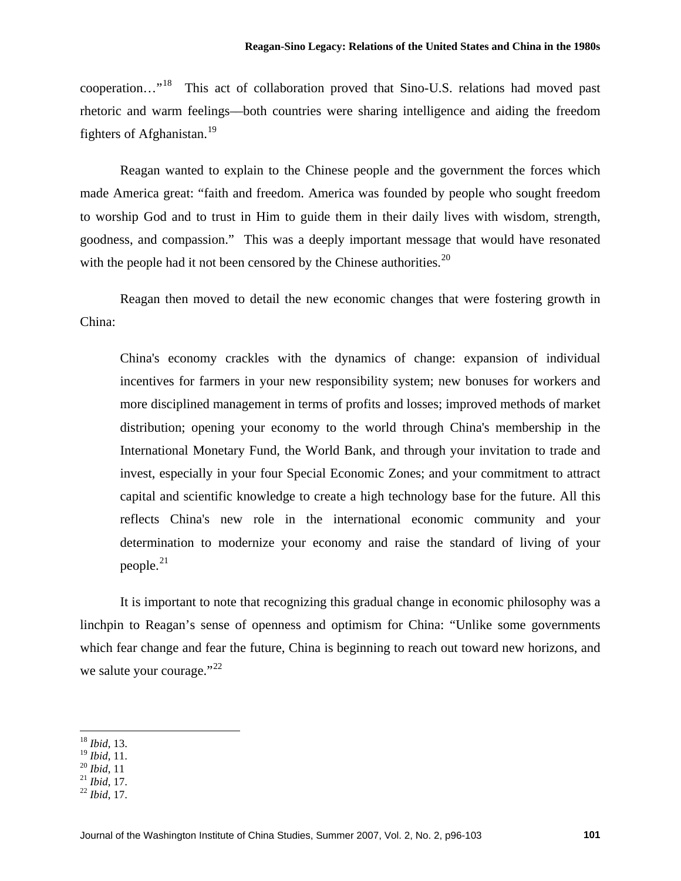cooperation…"[18] This act of collaboration proved that Sino-U.S. relations had moved past rhetoric and warm feelings—both countries were sharing intelligence and aiding the freedom fighters of Afghanistan.[19]

Reagan wanted to explain to the Chinese people and the government the forces which made America great: "faith and freedom. America was founded by people who sought freedom to worship God and to trust in Him to guide them in their daily lives with wisdom, strength, goodness, and compassion." This was a deeply important message that would have resonated with the people had it not been censored by the Chinese authorities.[20]

Reagan then moved to detail the new economic changes that were fostering growth in China:

> China's economy crackles with the dynamics of change: expansion of individual incentives for farmers in your new responsibility system; new bonuses for workers and more disciplined management in terms of profits and losses; improved methods of market distribution; opening your economy to the world through China's membership in the International Monetary Fund, the World Bank, and through your invitation to trade and invest, especially in your four Special Economic Zones; and your commitment to attract capital and scientific knowledge to create a high technology base for the future. All this reflects China's new role in the international economic community and your determination to modernize your economy and raise the standard of living of your people.[21]

It is important to note that recognizing this gradual change in economic philosophy was a linchpin to Reagan's sense of openness and optimism for China: "Unlike some governments which fear change and fear the future, China is beginning to reach out toward new horizons, and we salute your courage."[22]

---

[18] *Ibid*, 13.
[19] *Ibid*, 11.
[20] *Ibid*, 11
[21] *Ibid*, 17.
[22] *Ibid*, 17.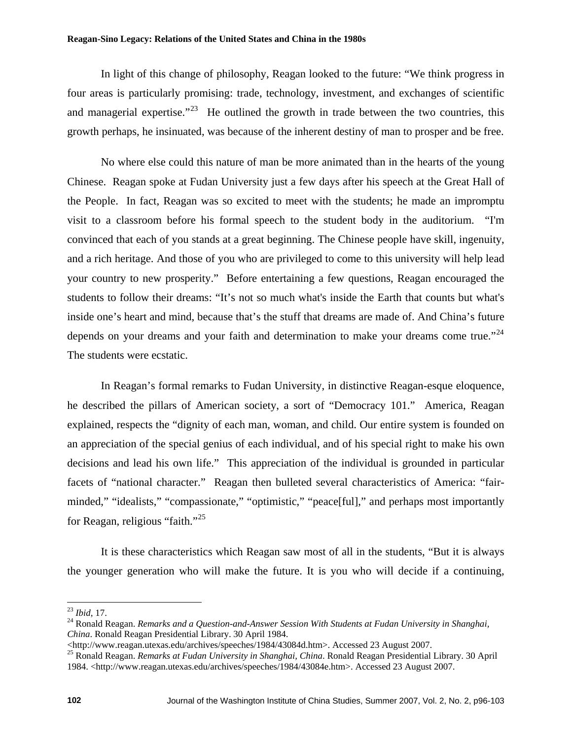In light of this change of philosophy, Reagan looked to the future: "We think progress in four areas is particularly promising: trade, technology, investment, and exchanges of scientific and managerial expertise."[23] He outlined the growth in trade between the two countries, this growth perhaps, he insinuated, was because of the inherent destiny of man to prosper and be free.

No where else could this nature of man be more animated than in the hearts of the young Chinese. Reagan spoke at Fudan University just a few days after his speech at the Great Hall of the People. In fact, Reagan was so excited to meet with the students; he made an impromptu visit to a classroom before his formal speech to the student body in the auditorium. "I'm convinced that each of you stands at a great beginning. The Chinese people have skill, ingenuity, and a rich heritage. And those of you who are privileged to come to this university will help lead your country to new prosperity." Before entertaining a few questions, Reagan encouraged the students to follow their dreams: "It's not so much what's inside the Earth that counts but what's inside one's heart and mind, because that's the stuff that dreams are made of. And China's future depends on your dreams and your faith and determination to make your dreams come true."[24] The students were ecstatic.

In Reagan's formal remarks to Fudan University, in distinctive Reagan-esque eloquence, he described the pillars of American society, a sort of "Democracy 101." America, Reagan explained, respects the "dignity of each man, woman, and child. Our entire system is founded on an appreciation of the special genius of each individual, and of his special right to make his own decisions and lead his own life." This appreciation of the individual is grounded in particular facets of "national character." Reagan then bulleted several characteristics of America: "fair-minded," "idealists," "compassionate," "optimistic," "peace[ful]," and perhaps most importantly for Reagan, religious "faith."[25]

It is these characteristics which Reagan saw most of all in the students, "But it is always the younger generation who will make the future. It is you who will decide if a continuing,

---

[23] *Ibid*, 17.

[24] Ronald Reagan. *Remarks and a Question-and-Answer Session With Students at Fudan University in Shanghai, China*. Ronald Reagan Presidential Library. 30 April 1984. <http://www.reagan.utexas.edu/archives/speeches/1984/43084d.htm>. Accessed 23 August 2007.

[25] Ronald Reagan. *Remarks at Fudan University in Shanghai, China*. Ronald Reagan Presidential Library. 30 April 1984. <http://www.reagan.utexas.edu/archives/speeches/1984/43084e.htm>. Accessed 23 August 2007.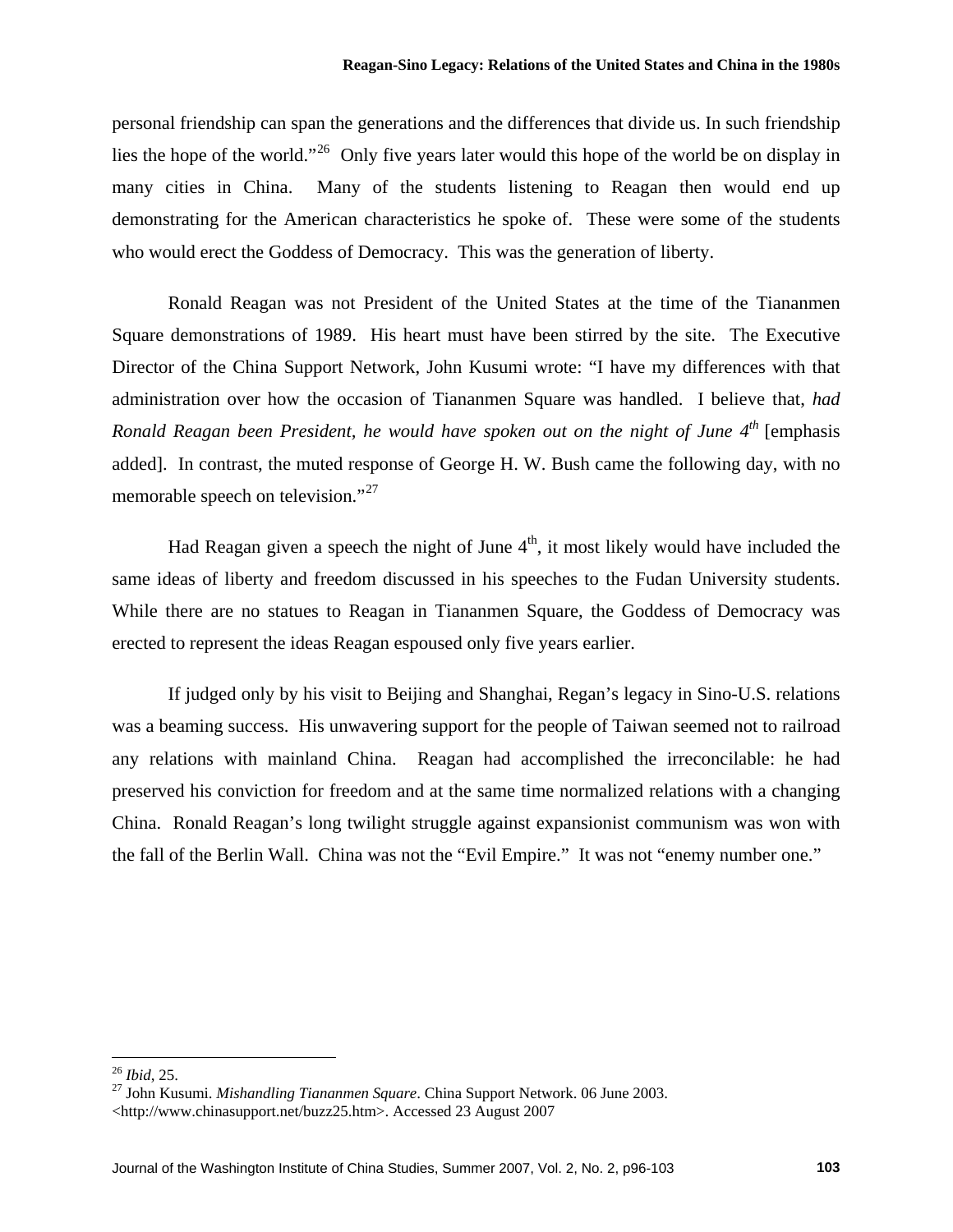personal friendship can span the generations and the differences that divide us. In such friendship lies the hope of the world."[26] Only five years later would this hope of the world be on display in many cities in China. Many of the students listening to Reagan then would end up demonstrating for the American characteristics he spoke of. These were some of the students who would erect the Goddess of Democracy. This was the generation of liberty.

Ronald Reagan was not President of the United States at the time of the Tiananmen Square demonstrations of 1989. His heart must have been stirred by the site. The Executive Director of the China Support Network, John Kusumi wrote: "I have my differences with that administration over how the occasion of Tiananmen Square was handled. I believe that, *had Ronald Reagan been President, he would have spoken out on the night of June 4th* [emphasis added]. In contrast, the muted response of George H. W. Bush came the following day, with no memorable speech on television."[27]

Had Reagan given a speech the night of June 4th, it most likely would have included the same ideas of liberty and freedom discussed in his speeches to the Fudan University students. While there are no statues to Reagan in Tiananmen Square, the Goddess of Democracy was erected to represent the ideas Reagan espoused only five years earlier.

If judged only by his visit to Beijing and Shanghai, Regan's legacy in Sino-U.S. relations was a beaming success. His unwavering support for the people of Taiwan seemed not to railroad any relations with mainland China. Reagan had accomplished the irreconcilable: he had preserved his conviction for freedom and at the same time normalized relations with a changing China. Ronald Reagan's long twilight struggle against expansionist communism was won with the fall of the Berlin Wall. China was not the "Evil Empire." It was not "enemy number one."

---

[26] *Ibid*, 25.

[27] John Kusumi. *Mishandling Tiananmen Square*. China Support Network. 06 June 2003. <http://www.chinasupport.net/buzz25.htm>. Accessed 23 August 2007